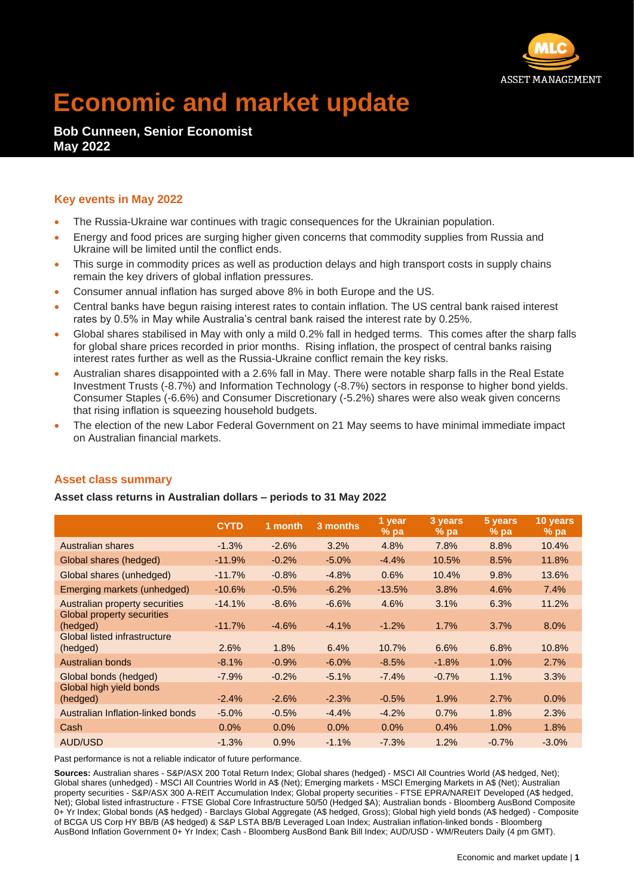# Economic and market update

**Bob Cunneen, Senior Economist**
**May 2022**

## Key events in May 2022

- The Russia-Ukraine war continues with tragic consequences for the Ukrainian population.
- Energy and food prices are surging higher given concerns that commodity supplies from Russia and Ukraine will be limited until the conflict ends.
- This surge in commodity prices as well as production delays and high transport costs in supply chains remain the key drivers of global inflation pressures.
- Consumer annual inflation has surged above 8% in both Europe and the US.
- Central banks have begun raising interest rates to contain inflation. The US central bank raised interest rates by 0.5% in May while Australia's central bank raised the interest rate by 0.25%.
- Global shares stabilised in May with only a mild 0.2% fall in hedged terms. This comes after the sharp falls for global share prices recorded in prior months. Rising inflation, the prospect of central banks raising interest rates further as well as the Russia-Ukraine conflict remain the key risks.
- Australian shares disappointed with a 2.6% fall in May. There were notable sharp falls in the Real Estate Investment Trusts (-8.7%) and Information Technology (-8.7%) sectors in response to higher bond yields. Consumer Staples (-6.6%) and Consumer Discretionary (-5.2%) shares were also weak given concerns that rising inflation is squeezing household budgets.
- The election of the new Labor Federal Government on 21 May seems to have minimal immediate impact on Australian financial markets.

## Asset class summary

**Asset class returns in Australian dollars – periods to 31 May 2022**

| | CYTD | 1 month | 3 months | 1 year % pa | 3 years % pa | 5 years % pa | 10 years % pa |
|---|---|---|---|---|---|---|---|
| Australian shares | -1.3% | -2.6% | 3.2% | 4.8% | 7.8% | 8.8% | 10.4% |
| Global shares (hedged) | -11.9% | -0.2% | -5.0% | -4.4% | 10.5% | 8.5% | 11.8% |
| Global shares (unhedged) | -11.7% | -0.8% | -4.8% | 0.6% | 10.4% | 9.8% | 13.6% |
| Emerging markets (unhedged) | -10.6% | -0.5% | -6.2% | -13.5% | 3.8% | 4.6% | 7.4% |
| Australian property securities | -14.1% | -8.6% | -6.6% | 4.6% | 3.1% | 6.3% | 11.2% |
| Global property securities (hedged) | -11.7% | -4.6% | -4.1% | -1.2% | 1.7% | 3.7% | 8.0% |
| Global listed infrastructure (hedged) | 2.6% | 1.8% | 6.4% | 10.7% | 6.6% | 6.8% | 10.8% |
| Australian bonds | -8.1% | -0.9% | -6.0% | -8.5% | -1.8% | 1.0% | 2.7% |
| Global bonds (hedged) | -7.9% | -0.2% | -5.1% | -7.4% | -0.7% | 1.1% | 3.3% |
| Global high yield bonds (hedged) | -2.4% | -2.6% | -2.3% | -0.5% | 1.9% | 2.7% | 0.0% |
| Australian Inflation-linked bonds | -5.0% | -0.5% | -4.4% | -4.2% | 0.7% | 1.8% | 2.3% |
| Cash | 0.0% | 0.0% | 0.0% | 0.0% | 0.4% | 1.0% | 1.8% |
| AUD/USD | -1.3% | 0.9% | -1.1% | -7.3% | 1.2% | -0.7% | -3.0% |

Past performance is not a reliable indicator of future performance.

**Sources:** Australian shares - S&P/ASX 200 Total Return Index; Global shares (hedged) - MSCI All Countries World (A$ hedged, Net); Global shares (unhedged) - MSCI All Countries World in A$ (Net); Emerging markets - MSCI Emerging Markets in A$ (Net); Australian property securities - S&P/ASX 300 A-REIT Accumulation Index; Global property securities - FTSE EPRA/NAREIT Developed (A$ hedged, Net); Global listed infrastructure - FTSE Global Core Infrastructure 50/50 (Hedged $A); Australian bonds - Bloomberg AusBond Composite 0+ Yr Index; Global bonds (A$ hedged) - Barclays Global Aggregate (A$ hedged, Gross); Global high yield bonds (A$ hedged) - Composite of BCGA US Corp HY BB/B (A$ hedged) & S&P LSTA BB/B Leveraged Loan Index; Australian inflation-linked bonds - Bloomberg AusBond Inflation Government 0+ Yr Index; Cash - Bloomberg AusBond Bank Bill Index; AUD/USD - WM/Reuters Daily (4 pm GMT).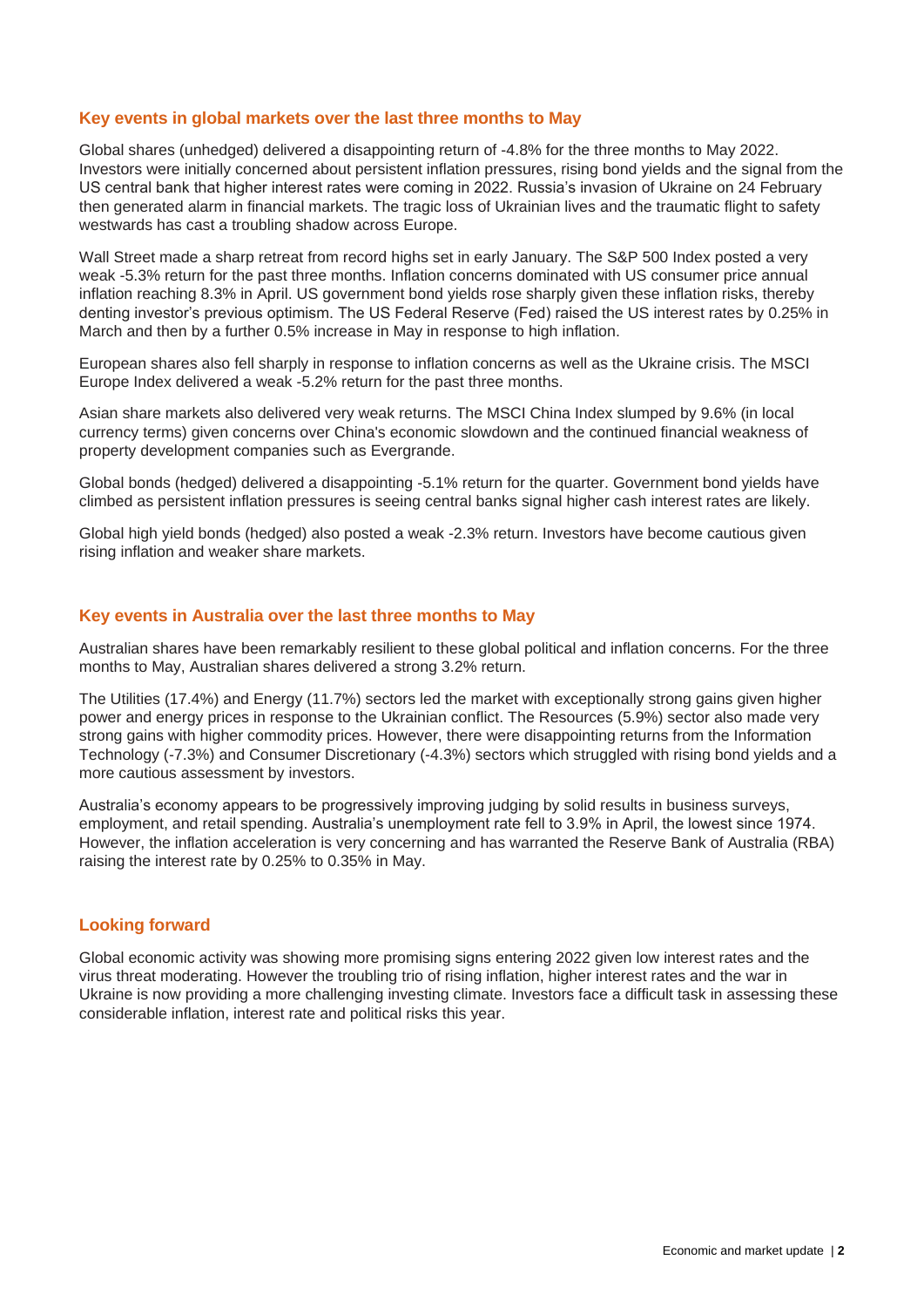## Key events in global markets over the last three months to May

Global shares (unhedged) delivered a disappointing return of -4.8% for the three months to May 2022. Investors were initially concerned about persistent inflation pressures, rising bond yields and the signal from the US central bank that higher interest rates were coming in 2022. Russia's invasion of Ukraine on 24 February then generated alarm in financial markets. The tragic loss of Ukrainian lives and the traumatic flight to safety westwards has cast a troubling shadow across Europe.

Wall Street made a sharp retreat from record highs set in early January. The S&P 500 Index posted a very weak -5.3% return for the past three months. Inflation concerns dominated with US consumer price annual inflation reaching 8.3% in April. US government bond yields rose sharply given these inflation risks, thereby denting investor's previous optimism. The US Federal Reserve (Fed) raised the US interest rates by 0.25% in March and then by a further 0.5% increase in May in response to high inflation.

European shares also fell sharply in response to inflation concerns as well as the Ukraine crisis. The MSCI Europe Index delivered a weak -5.2% return for the past three months.

Asian share markets also delivered very weak returns. The MSCI China Index slumped by 9.6% (in local currency terms) given concerns over China's economic slowdown and the continued financial weakness of property development companies such as Evergrande.

Global bonds (hedged) delivered a disappointing -5.1% return for the quarter. Government bond yields have climbed as persistent inflation pressures is seeing central banks signal higher cash interest rates are likely.

Global high yield bonds (hedged) also posted a weak -2.3% return. Investors have become cautious given rising inflation and weaker share markets.

## Key events in Australia over the last three months to May

Australian shares have been remarkably resilient to these global political and inflation concerns. For the three months to May, Australian shares delivered a strong 3.2% return.

The Utilities (17.4%) and Energy (11.7%) sectors led the market with exceptionally strong gains given higher power and energy prices in response to the Ukrainian conflict. The Resources (5.9%) sector also made very strong gains with higher commodity prices. However, there were disappointing returns from the Information Technology (-7.3%) and Consumer Discretionary (-4.3%) sectors which struggled with rising bond yields and a more cautious assessment by investors.

Australia's economy appears to be progressively improving judging by solid results in business surveys, employment, and retail spending. Australia's unemployment rate fell to 3.9% in April, the lowest since 1974. However, the inflation acceleration is very concerning and has warranted the Reserve Bank of Australia (RBA) raising the interest rate by 0.25% to 0.35% in May.

## Looking forward

Global economic activity was showing more promising signs entering 2022 given low interest rates and the virus threat moderating. However the troubling trio of rising inflation, higher interest rates and the war in Ukraine is now providing a more challenging investing climate. Investors face a difficult task in assessing these considerable inflation, interest rate and political risks this year.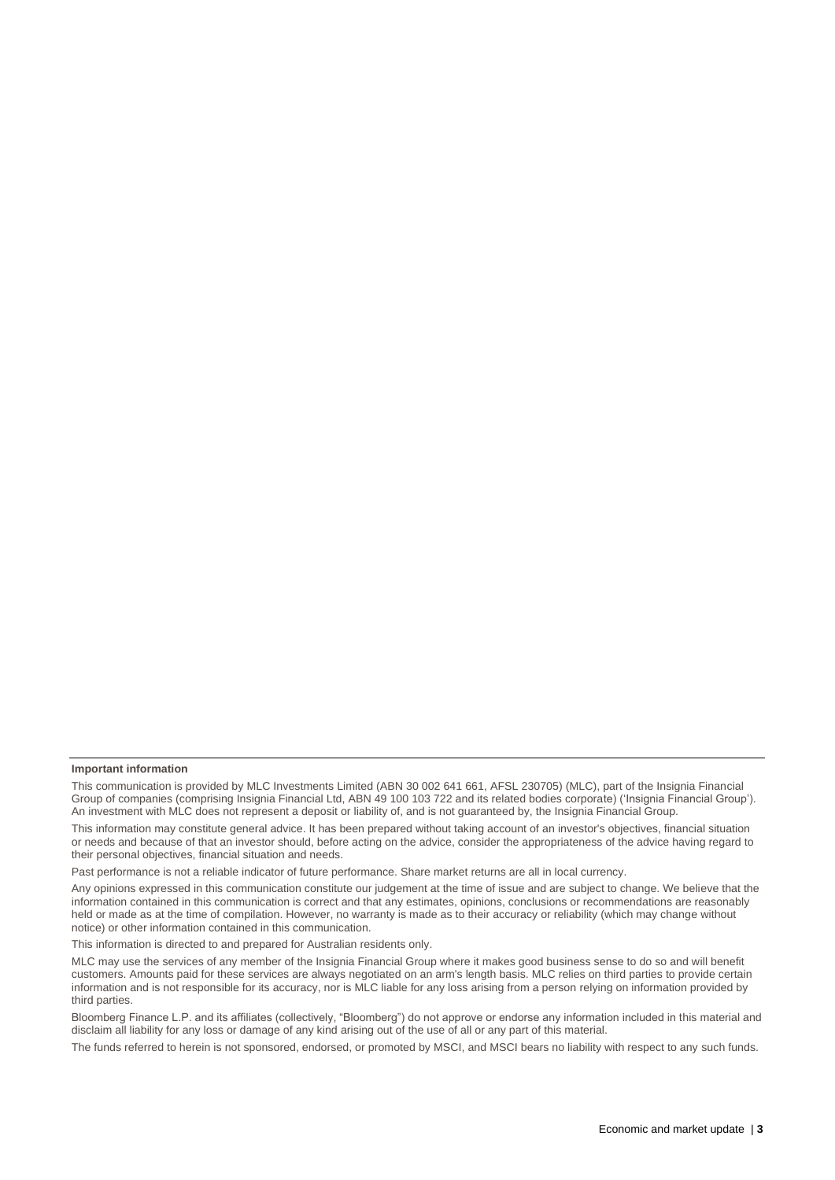**Important information**

This communication is provided by MLC Investments Limited (ABN 30 002 641 661, AFSL 230705) (MLC), part of the Insignia Financial Group of companies (comprising Insignia Financial Ltd, ABN 49 100 103 722 and its related bodies corporate) ('Insignia Financial Group'). An investment with MLC does not represent a deposit or liability of, and is not guaranteed by, the Insignia Financial Group.

This information may constitute general advice. It has been prepared without taking account of an investor's objectives, financial situation or needs and because of that an investor should, before acting on the advice, consider the appropriateness of the advice having regard to their personal objectives, financial situation and needs.

Past performance is not a reliable indicator of future performance. Share market returns are all in local currency.

Any opinions expressed in this communication constitute our judgement at the time of issue and are subject to change. We believe that the information contained in this communication is correct and that any estimates, opinions, conclusions or recommendations are reasonably held or made as at the time of compilation. However, no warranty is made as to their accuracy or reliability (which may change without notice) or other information contained in this communication.

This information is directed to and prepared for Australian residents only.

MLC may use the services of any member of the Insignia Financial Group where it makes good business sense to do so and will benefit customers. Amounts paid for these services are always negotiated on an arm's length basis. MLC relies on third parties to provide certain information and is not responsible for its accuracy, nor is MLC liable for any loss arising from a person relying on information provided by third parties.

Bloomberg Finance L.P. and its affiliates (collectively, "Bloomberg") do not approve or endorse any information included in this material and disclaim all liability for any loss or damage of any kind arising out of the use of all or any part of this material.

The funds referred to herein is not sponsored, endorsed, or promoted by MSCI, and MSCI bears no liability with respect to any such funds.